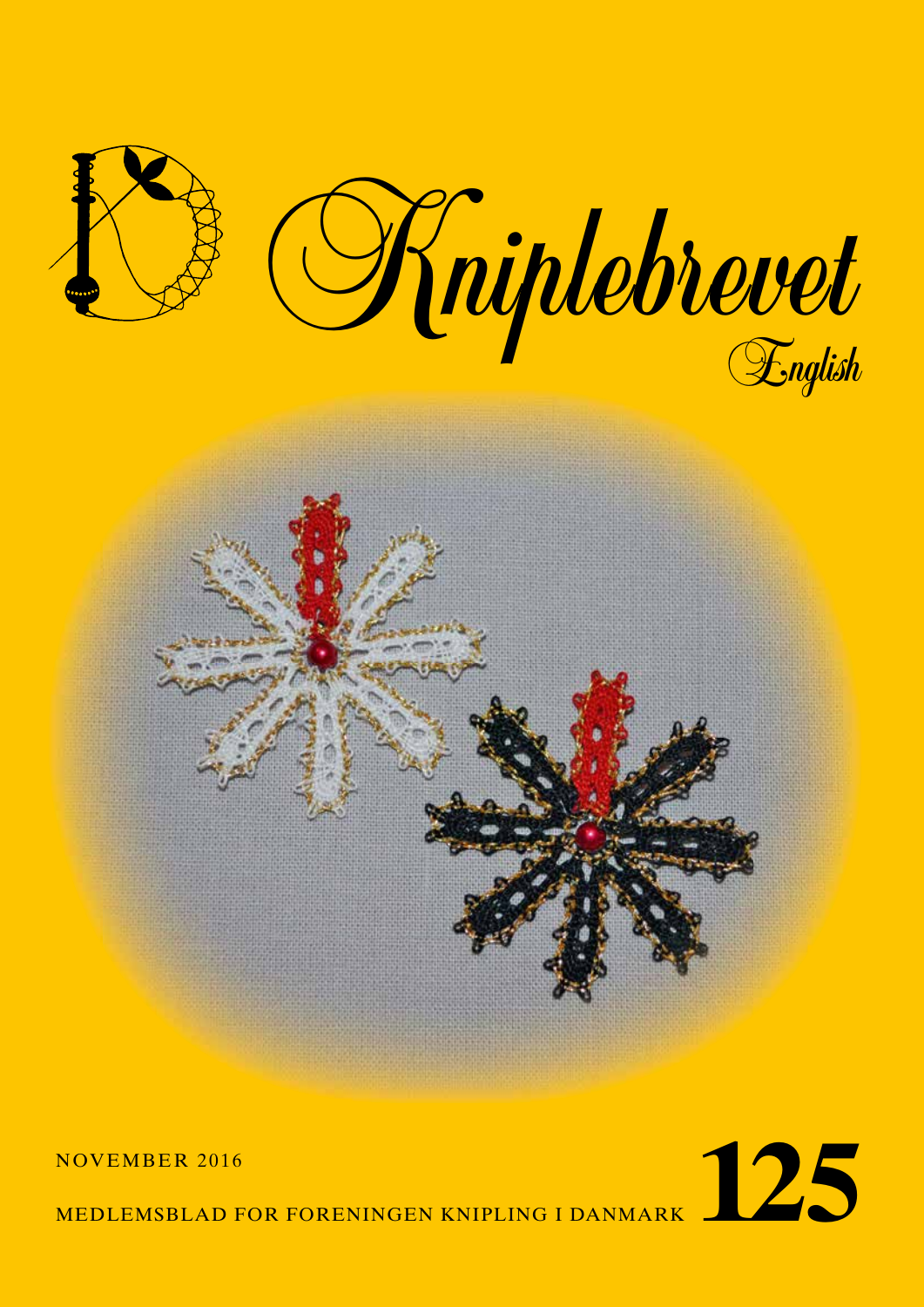# Kniplebrevet

English

NOVEMBER 2016

MEDLEMSBLAD FOR FORENINGEN KNIPLING I DANMARK **125**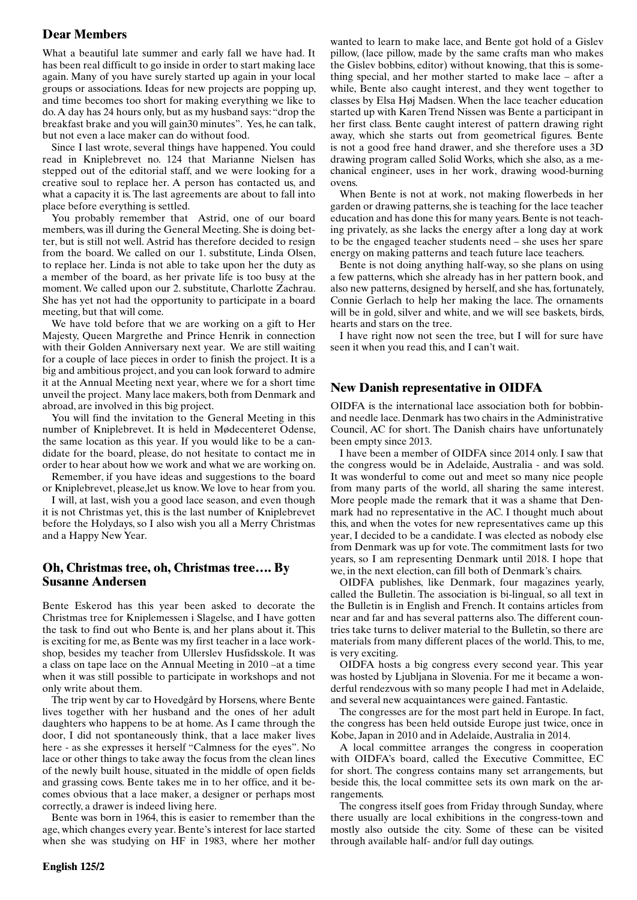## Dear Members

What a beautiful late summer and early fall we have had. It has been real difficult to go inside in order to start making lace again. Many of you have surely started up again in your local groups or associations. Ideas for new projects are popping up, and time becomes too short for making everything we like to do. A day has 24 hours only, but as my husband says: "drop the breakfast brake and you will gain30 minutes". Yes, he can talk, but not even a lace maker can do without food.

Since I last wrote, several things have happened. You could read in Kniplebrevet no. 124 that Marianne Nielsen has stepped out of the editorial staff, and we were looking for a creative soul to replace her. A person has contacted us, and what a capacity it is. The last agreements are about to fall into place before everything is settled.

You probably remember that Astrid, one of our board members, was ill during the General Meeting. She is doing better, but is still not well. Astrid has therefore decided to resign from the board. We called on our 1. substitute, Linda Olsen, to replace her. Linda is not able to take upon her the duty as a member of the board, as her private life is too busy at the moment. We called upon our 2. substitute, Charlotte Zachrau. She has yet not had the opportunity to participate in a board meeting, but that will come.

We have told before that we are working on a gift to Her Majesty, Queen Margrethe and Prince Henrik in connection with their Golden Anniversary next year. We are still waiting for a couple of lace pieces in order to finish the project. It is a big and ambitious project, and you can look forward to admire it at the Annual Meeting next year, where we for a short time unveil the project. Many lace makers, both from Denmark and abroad, are involved in this big project.

You will find the invitation to the General Meeting in this number of Kniplebrevet. It is held in Mødecenteret Odense, the same location as this year. If you would like to be a candidate for the board, please, do not hesitate to contact me in order to hear about how we work and what we are working on.

Remember, if you have ideas and suggestions to the board or Kniplebrevet, please,let us know. We love to hear from you.

I will, at last, wish you a good lace season, and even though it is not Christmas yet, this is the last number of Kniplebrevet before the Holydays, so I also wish you all a Merry Christmas and a Happy New Year.

## Oh, Christmas tree, oh, Christmas tree…. By Susanne Andersen

Bente Eskerod has this year been asked to decorate the Christmas tree for Kniplemessen i Slagelse, and I have gotten the task to find out who Bente is, and her plans about it. This is exciting for me, as Bente was my first teacher in a lace workshop, besides my teacher from Ullerslev Husfidsskole. It was a class on tape lace on the Annual Meeting in 2010 –at a time when it was still possible to participate in workshops and not only write about them.

The trip went by car to Hovedgård by Horsens, where Bente lives together with her husband and the ones of her adult daughters who happens to be at home. As I came through the door, I did not spontaneously think, that a lace maker lives here - as she expresses it herself "Calmness for the eyes". No lace or other things to take away the focus from the clean lines of the newly built house, situated in the middle of open fields and grassing cows. Bente takes me in to her office, and it becomes obvious that a lace maker, a designer or perhaps most correctly, a drawer is indeed living here.

Bente was born in 1964, this is easier to remember than the age, which changes every year. Bente's interest for lace started when she was studying on HF in 1983, where her mother wanted to learn to make lace, and Bente got hold of a Gislev pillow, (lace pillow, made by the same crafts man who makes the Gislev bobbins, editor) without knowing, that this is something special, and her mother started to make lace – after a while, Bente also caught interest, and they went together to classes by Elsa Høj Madsen. When the lace teacher education started up with Karen Trend Nissen was Bente a participant in her first class. Bente caught interest of pattern drawing right away, which she starts out from geometrical figures. Bente is not a good free hand drawer, and she therefore uses a 3D drawing program called Solid Works, which she also, as a mechanical engineer, uses in her work, drawing wood-burning ovens.

When Bente is not at work, not making flowerbeds in her garden or drawing patterns, she is teaching for the lace teacher education and has done this for many years. Bente is not teaching privately, as she lacks the energy after a long day at work to be the engaged teacher students need – she uses her spare energy on making patterns and teach future lace teachers.

Bente is not doing anything half-way, so she plans on using a few patterns, which she already has in her pattern book, and also new patterns, designed by herself, and she has, fortunately, Connie Gerlach to help her making the lace. The ornaments will be in gold, silver and white, and we will see baskets, birds, hearts and stars on the tree.

I have right now not seen the tree, but I will for sure have seen it when you read this, and I can't wait.

## New Danish representative in OIDFA

OIDFA is the international lace association both for bobbin- and needle lace. Denmark has two chairs in the Administrative Council, AC for short. The Danish chairs have unfortunately been empty since 2013.

I have been a member of OIDFA since 2014 only. I saw that the congress would be in Adelaide, Australia - and was sold. It was wonderful to come out and meet so many nice people from many parts of the world, all sharing the same interest. More people made the remark that it was a shame that Denmark had no representative in the AC. I thought much about this, and when the votes for new representatives came up this year, I decided to be a candidate. I was elected as nobody else from Denmark was up for vote. The commitment lasts for two years, so I am representing Denmark until 2018. I hope that we, in the next election, can fill both of Denmark's chairs.

OIDFA publishes, like Denmark, four magazines yearly, called the Bulletin. The association is bi-lingual, so all text in the Bulletin is in English and French. It contains articles from near and far and has several patterns also. The different countries take turns to deliver material to the Bulletin, so there are materials from many different places of the world. This, to me, is very exciting.

OIDFA hosts a big congress every second year. This year was hosted by Ljubljana in Slovenia. For me it became a wonderful rendezvous with so many people I had met in Adelaide, and several new acquaintances were gained. Fantastic.

The congresses are for the most part held in Europe. In fact, the congress has been held outside Europe just twice, once in Kobe, Japan in 2010 and in Adelaide, Australia in 2014.

A local committee arranges the congress in cooperation with OIDFA's board, called the Executive Committee, EC for short. The congress contains many set arrangements, but beside this, the local committee sets its own mark on the arrangements.

The congress itself goes from Friday through Sunday, where there usually are local exhibitions in the congress-town and mostly also outside the city. Some of these can be visited through available half- and/or full day outings.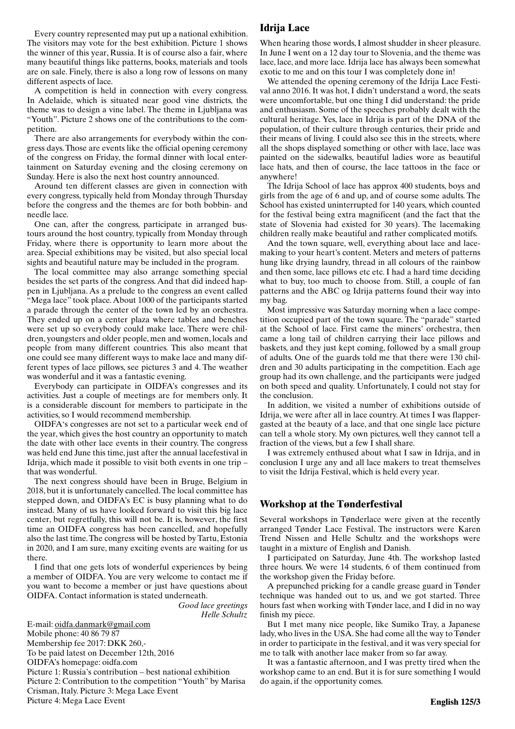Every country represented may put up a national exhibition. The visitors may vote for the best exhibition. Picture 1 shows the winner of this year, Russia. It is of course also a fair, where many beautiful things like patterns, books, materials and tools are on sale. Finely, there is also a long row of lessons on many different aspects of lace.

A competition is held in connection with every congress. In Adelaide, which is situated near good vine districts, the theme was to design a vine label. The theme in Ljubljana was "Youth". Picture 2 shows one of the contributions to the competition.

There are also arrangements for everybody within the congress days. Those are events like the official opening ceremony of the congress on Friday, the formal dinner with local entertainment on Saturday evening and the closing ceremony on Sunday. Here is also the next host country announced.

Around ten different classes are given in connection with every congress, typically held from Monday through Thursday before the congress and the themes are for both bobbin- and needle lace.

One can, after the congress, participate in arranged bus-tours around the host country, typically from Monday through Friday, where there is opportunity to learn more about the area. Special exhibitions may be visited, but also special local sights and beautiful nature may be included in the program.

The local committee may also arrange something special besides the set parts of the congress. And that did indeed happen in Ljubljana. As a prelude to the congress an event called "Mega lace" took place. About 1000 of the participants started a parade through the center of the town led by an orchestra. They ended up on a center plaza where tables and benches were set up so everybody could make lace. There were children, youngsters and older people, men and women, locals and people from many different countries. This also meant that one could see many different ways to make lace and many different types of lace pillows, see pictures 3 and 4. The weather was wonderful and it was a fantastic evening.

Everybody can participate in OIDFA's congresses and its activities. Just a couple of meetings are for members only. It is a considerable discount for members to participate in the activities, so I would recommend membership.

OIDFA's congresses are not set to a particular week end of the year, which gives the host country an opportunity to match the date with other lace events in their country. The congress was held end June this time, just after the annual lacefestival in Idrija, which made it possible to visit both events in one trip – that was wonderful.

The next congress should have been in Bruge, Belgium in 2018, but it is unfortunately cancelled. The local committee has stepped down, and OIDFA's EC is busy planning what to do instead. Many of us have looked forward to visit this big lace center, but regretfully, this will not be. It is, however, the first time an OIDFA congress has been cancelled, and hopefully also the last time. The congress will be hosted by Tartu, Estonia in 2020, and I am sure, many exciting events are waiting for us there.

I find that one gets lots of wonderful experiences by being a member of OIDFA. You are very welcome to contact me if you want to become a member or just have questions about OIDFA. Contact information is stated underneath.

*Good lace greetings*
*Helle Schultz*

E-mail: oidfa.danmark@gmail.com
Mobile phone: 40 86 79 87
Membership fee 2017: DKK 260,-
To be paid latest on December 12th, 2016
OIDFA's homepage: oidfa.com

Picture 1: Russia's contribution – best national exhibition
Picture 2: Contribution to the competition "Youth" by Marisa Crisman, Italy. Picture 3: Mega Lace Event
Picture 4: Mega Lace Event

## Idrija Lace

When hearing those words, I almost shudder in sheer pleasure. In June I went on a 12 day tour to Slovenia, and the theme was lace, lace, and more lace. Idrija lace has always been somewhat exotic to me and on this tour I was completely done in!

We attended the opening ceremony of the Idrija Lace Festival anno 2016. It was hot, I didn't understand a word, the seats were uncomfortable, but one thing I did understand: the pride and enthusiasm. Some of the speeches probably dealt with the cultural heritage. Yes, lace in Idrija is part of the DNA of the population, of their culture through centuries, their pride and their means of living. I could also see this in the streets, where all the shops displayed something or other with lace, lace was painted on the sidewalks, beautiful ladies wore as beautiful lace hats, and then of course, the lace tattoos in the face or anywhere!

The Idrija School of lace has approx 400 students, boys and girls from the age of 6 and up, and of course some adults. The School has existed uninterrupted for 140 years, which counted for the festival being extra magnificent (and the fact that the state of Slovenia had existed for 30 years). The lacemaking children really make beautiful and rather complicated motifs.

And the town square, well, everything about lace and lacemaking to your heart's content. Meters and meters of patterns hung like drying laundry, thread in all colours of the rainbow and then some, lace pillows etc etc. I had a hard time deciding what to buy, too much to choose from. Still, a couple of fan patterns and the ABC og Idrija patterns found their way into my bag.

Most impressive was Saturday morning when a lace competition occupied part of the town square. The "parade" started at the School of lace. First came the miners' orchestra, then came a long tail of children carrying their lace pillows and baskets, and they just kept coming, followed by a small group of adults. One of the guards told me that there were 130 children and 30 adults participating in the competition. Each age group had its own challenge, and the participants were judged on both speed and quality. Unfortunately, I could not stay for the conclusion.

In addition, we visited a number of exhibitions outside of Idrija, we were after all in lace country. At times I was flabbergasted at the beauty of a lace, and that one single lace picture can tell a whole story. My own pictures, well they cannot tell a fraction of the views, but a few I shall share.

I was extremely enthused about what I saw in Idrija, and in conclusion I urge any and all lace makers to treat themselves to visit the Idrija Festival, which is held every year.

## Workshop at the Tønderfestival

Several workshops in Tønderlace were given at the recently arranged Tønder Lace Festival. The instructors were Karen Trend Nissen and Helle Schultz and the workshops were taught in a mixture of English and Danish.

I participated on Saturday, June 4th. The workshop lasted three hours. We were 14 students, 6 of them continued from the workshop given the Friday before.

A prepunched pricking for a candle grease guard in Tønder technique was handed out to us, and we got started. Three hours fast when working with Tønder lace, and I did in no way finish my piece.

But I met many nice people, like Sumiko Tray, a Japanese lady, who lives in the USA. She had come all the way to Tønder in order to participate in the festival, and it was very special for me to talk with another lace maker from so far away.

It was a fantastic afternoon, and I was pretty tired when the workshop came to an end. But it is for sure something I would do again, if the opportunity comes.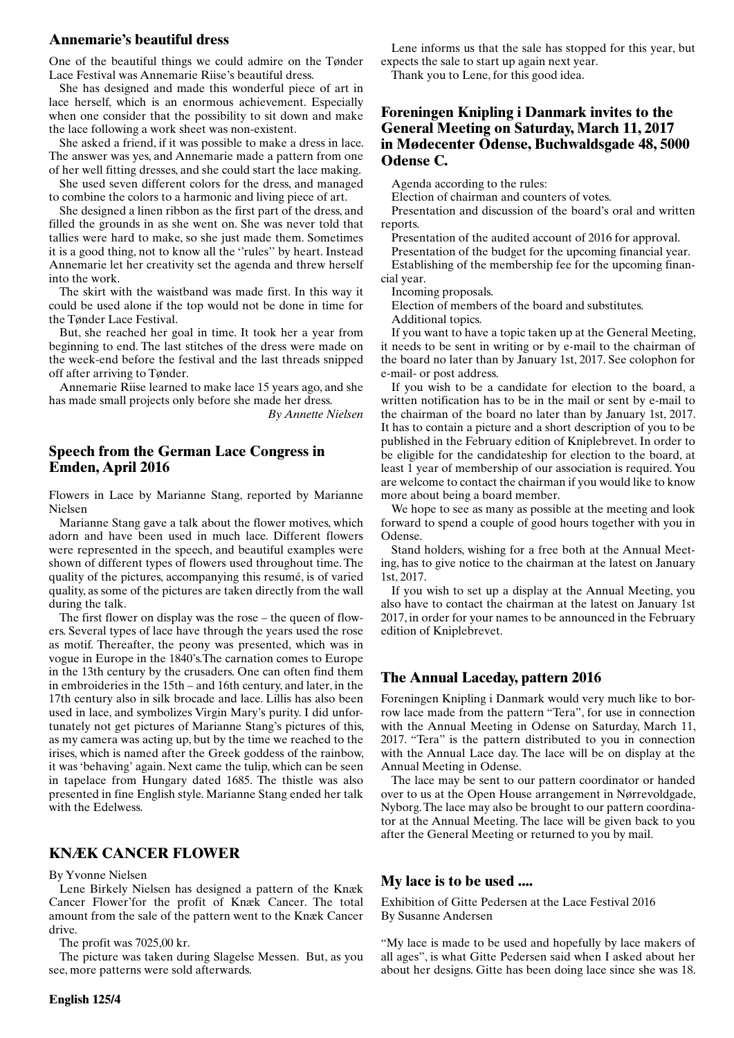## Annemarie's beautiful dress

One of the beautiful things we could admire on the Tønder Lace Festival was Annemarie Riise's beautiful dress.

She has designed and made this wonderful piece of art in lace herself, which is an enormous achievement. Especially when one consider that the possibility to sit down and make the lace following a work sheet was non-existent.

She asked a friend, if it was possible to make a dress in lace. The answer was yes, and Annemarie made a pattern from one of her well fitting dresses, and she could start the lace making.

She used seven different colors for the dress, and managed to combine the colors to a harmonic and living piece of art.

She designed a linen ribbon as the first part of the dress, and filled the grounds in as she went on. She was never told that tallies were hard to make, so she just made them. Sometimes it is a good thing, not to know all the ''rules'' by heart. Instead Annemarie let her creativity set the agenda and threw herself into the work.

The skirt with the waistband was made first. In this way it could be used alone if the top would not be done in time for the Tønder Lace Festival.

But, she reached her goal in time. It took her a year from beginning to end. The last stitches of the dress were made on the week-end before the festival and the last threads snipped off after arriving to Tønder.

Annemarie Riise learned to make lace 15 years ago, and she has made small projects only before she made her dress.

*By Annette Nielsen*

## Speech from the German Lace Congress in Emden, April 2016

Flowers in Lace by Marianne Stang, reported by Marianne Nielsen

Marianne Stang gave a talk about the flower motives, which adorn and have been used in much lace. Different flowers were represented in the speech, and beautiful examples were shown of different types of flowers used throughout time. The quality of the pictures, accompanying this resumé, is of varied quality, as some of the pictures are taken directly from the wall during the talk.

The first flower on display was the rose – the queen of flowers. Several types of lace have through the years used the rose as motif. Thereafter, the peony was presented, which was in vogue in Europe in the 1840's.The carnation comes to Europe in the 13th century by the crusaders. One can often find them in embroideries in the 15th – and 16th century, and later, in the 17th century also in silk brocade and lace. Lillis has also been used in lace, and symbolizes Virgin Mary's purity. I did unfortunately not get pictures of Marianne Stang's pictures of this, as my camera was acting up, but by the time we reached to the irises, which is named after the Greek goddess of the rainbow, it was 'behaving' again. Next came the tulip, which can be seen in tapelace from Hungary dated 1685. The thistle was also presented in fine English style. Marianne Stang ended her talk with the Edelwess.

## KNÆK CANCER FLOWER

By Yvonne Nielsen

Lene Birkely Nielsen has designed a pattern of the Knæk Cancer Flower'for the profit of Knæk Cancer. The total amount from the sale of the pattern went to the Knæk Cancer drive.

The profit was 7025,00 kr.

The picture was taken during Slagelse Messen. But, as you see, more patterns were sold afterwards.

Lene informs us that the sale has stopped for this year, but expects the sale to start up again next year.

Thank you to Lene, for this good idea.

## Foreningen Knipling i Danmark invites to the General Meeting on Saturday, March 11, 2017 in Mødecenter Odense, Buchwaldsgade 48, 5000 Odense C.

Agenda according to the rules:

Election of chairman and counters of votes.

Presentation and discussion of the board's oral and written reports.

Presentation of the audited account of 2016 for approval.

Presentation of the budget for the upcoming financial year.

Establishing of the membership fee for the upcoming financial year.

Incoming proposals.

Election of members of the board and substitutes.

Additional topics.

If you want to have a topic taken up at the General Meeting, it needs to be sent in writing or by e-mail to the chairman of the board no later than by January 1st, 2017. See colophon for e-mail- or post address.

If you wish to be a candidate for election to the board, a written notification has to be in the mail or sent by e-mail to the chairman of the board no later than by January 1st, 2017. It has to contain a picture and a short description of you to be published in the February edition of Kniplebrevet. In order to be eligible for the candidateship for election to the board, at least 1 year of membership of our association is required. You are welcome to contact the chairman if you would like to know more about being a board member.

We hope to see as many as possible at the meeting and look forward to spend a couple of good hours together with you in Odense.

Stand holders, wishing for a free both at the Annual Meeting, has to give notice to the chairman at the latest on January 1st, 2017.

If you wish to set up a display at the Annual Meeting, you also have to contact the chairman at the latest on January 1st 2017, in order for your names to be announced in the February edition of Kniplebrevet.

## The Annual Laceday, pattern 2016

Foreningen Knipling i Danmark would very much like to borrow lace made from the pattern "Tera", for use in connection with the Annual Meeting in Odense on Saturday, March 11, 2017. "Tera" is the pattern distributed to you in connection with the Annual Lace day. The lace will be on display at the Annual Meeting in Odense.

The lace may be sent to our pattern coordinator or handed over to us at the Open House arrangement in Nørrevoldgade, Nyborg. The lace may also be brought to our pattern coordinator at the Annual Meeting. The lace will be given back to you after the General Meeting or returned to you by mail.

## My lace is to be used ....

Exhibition of Gitte Pedersen at the Lace Festival 2016
By Susanne Andersen

"My lace is made to be used and hopefully by lace makers of all ages", is what Gitte Pedersen said when I asked about her about her designs. Gitte has been doing lace since she was 18.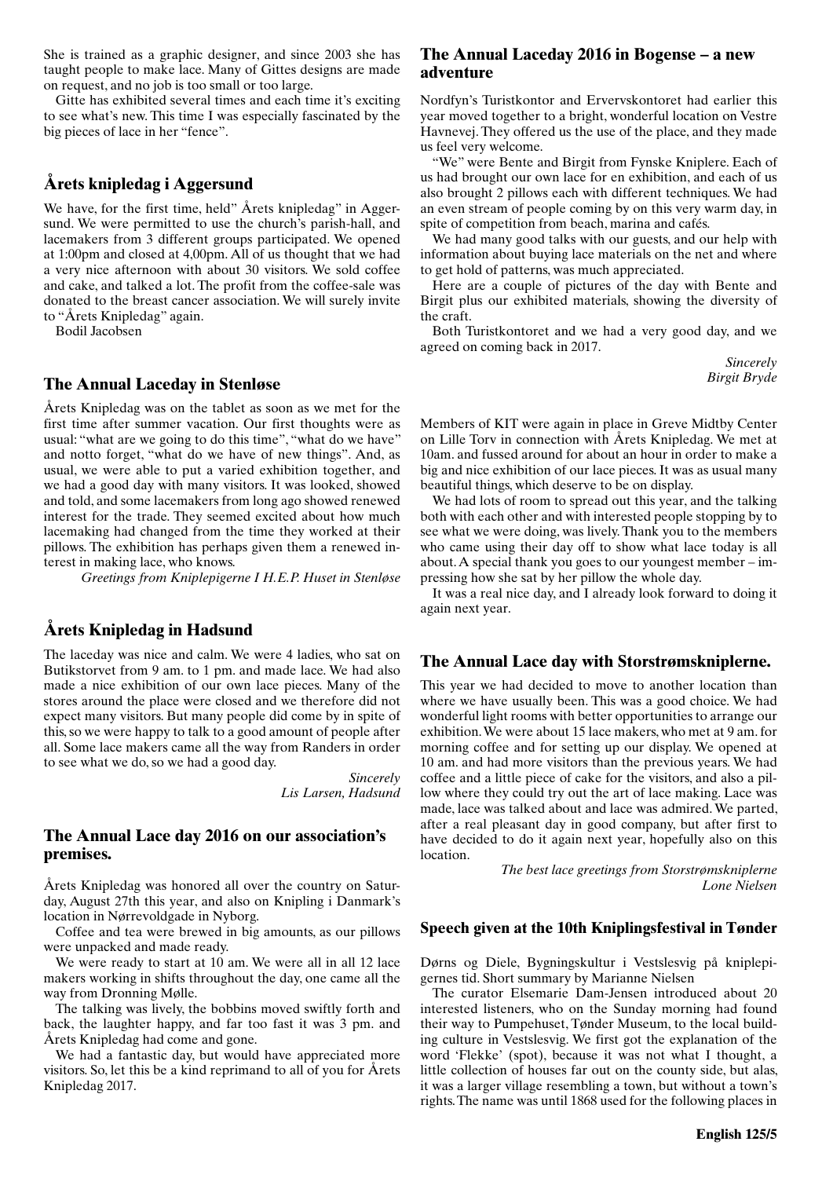She is trained as a graphic designer, and since 2003 she has taught people to make lace. Many of Gittes designs are made on request, and no job is too small or too large.

Gitte has exhibited several times and each time it's exciting to see what's new. This time I was especially fascinated by the big pieces of lace in her "fence".

## Årets knipledag i Aggersund

We have, for the first time, held" Årets knipledag" in Aggersund. We were permitted to use the church's parish-hall, and lacemakers from 3 different groups participated. We opened at 1:00pm and closed at 4,00pm. All of us thought that we had a very nice afternoon with about 30 visitors. We sold coffee and cake, and talked a lot. The profit from the coffee-sale was donated to the breast cancer association. We will surely invite to "Årets Knipledag" again.

Bodil Jacobsen

## The Annual Laceday in Stenløse

Årets Knipledag was on the tablet as soon as we met for the first time after summer vacation. Our first thoughts were as usual: "what are we going to do this time", "what do we have" and notto forget, "what do we have of new things". And, as usual, we were able to put a varied exhibition together, and we had a good day with many visitors. It was looked, showed and told, and some lacemakers from long ago showed renewed interest for the trade. They seemed excited about how much lacemaking had changed from the time they worked at their pillows. The exhibition has perhaps given them a renewed interest in making lace, who knows.

*Greetings from Kniplepigerne I H.E.P. Huset in Stenløse*

## Årets Knipledag in Hadsund

The laceday was nice and calm. We were 4 ladies, who sat on Butikstorvet from 9 am. to 1 pm. and made lace. We had also made a nice exhibition of our own lace pieces. Many of the stores around the place were closed and we therefore did not expect many visitors. But many people did come by in spite of this, so we were happy to talk to a good amount of people after all. Some lace makers came all the way from Randers in order to see what we do, so we had a good day.

*Sincerely*
*Lis Larsen, Hadsund*

## The Annual Lace day 2016 on our association's premises.

Årets Knipledag was honored all over the country on Saturday, August 27th this year, and also on Knipling i Danmark's location in Nørrevoldgade in Nyborg.

Coffee and tea were brewed in big amounts, as our pillows were unpacked and made ready.

We were ready to start at 10 am. We were all in all 12 lace makers working in shifts throughout the day, one came all the way from Dronning Mølle.

The talking was lively, the bobbins moved swiftly forth and back, the laughter happy, and far too fast it was 3 pm. and Årets Knipledag had come and gone.

We had a fantastic day, but would have appreciated more visitors. So, let this be a kind reprimand to all of you for Årets Knipledag 2017.

## The Annual Laceday 2016 in Bogense – a new adventure

Nordfyn's Turistkontor and Ervervskontoret had earlier this year moved together to a bright, wonderful location on Vestre Havnevej. They offered us the use of the place, and they made us feel very welcome.

"We" were Bente and Birgit from Fynske Kniplere. Each of us had brought our own lace for en exhibition, and each of us also brought 2 pillows each with different techniques. We had an even stream of people coming by on this very warm day, in spite of competition from beach, marina and cafés.

We had many good talks with our guests, and our help with information about buying lace materials on the net and where to get hold of patterns, was much appreciated.

Here are a couple of pictures of the day with Bente and Birgit plus our exhibited materials, showing the diversity of the craft.

Both Turistkontoret and we had a very good day, and we agreed on coming back in 2017.

*Sincerely*
*Birgit Bryde*

Members of KIT were again in place in Greve Midtby Center on Lille Torv in connection with Årets Knipledag. We met at 10am. and fussed around for about an hour in order to make a big and nice exhibition of our lace pieces. It was as usual many beautiful things, which deserve to be on display.

We had lots of room to spread out this year, and the talking both with each other and with interested people stopping by to see what we were doing, was lively. Thank you to the members who came using their day off to show what lace today is all about. A special thank you goes to our youngest member – impressing how she sat by her pillow the whole day.

It was a real nice day, and I already look forward to doing it again next year.

## The Annual Lace day with Storstrømskniplerne.

This year we had decided to move to another location than where we have usually been. This was a good choice. We had wonderful light rooms with better opportunities to arrange our exhibition. We were about 15 lace makers, who met at 9 am. for morning coffee and for setting up our display. We opened at 10 am. and had more visitors than the previous years. We had coffee and a little piece of cake for the visitors, and also a pillow where they could try out the art of lace making. Lace was made, lace was talked about and lace was admired. We parted, after a real pleasant day in good company, but after first to have decided to do it again next year, hopefully also on this location.

*The best lace greetings from Storstrømskniplerne*
*Lone Nielsen*

### Speech given at the 10th Kniplingsfestival in Tønder

Dørns og Diele, Bygningskultur i Vestslesvig på kniplepigernes tid. Short summary by Marianne Nielsen

The curator Elsemarie Dam-Jensen introduced about 20 interested listeners, who on the Sunday morning had found their way to Pumpehuset, Tønder Museum, to the local building culture in Vestslesvig. We first got the explanation of the word 'Flekke' (spot), because it was not what I thought, a little collection of houses far out on the county side, but alas, it was a larger village resembling a town, but without a town's rights. The name was until 1868 used for the following places in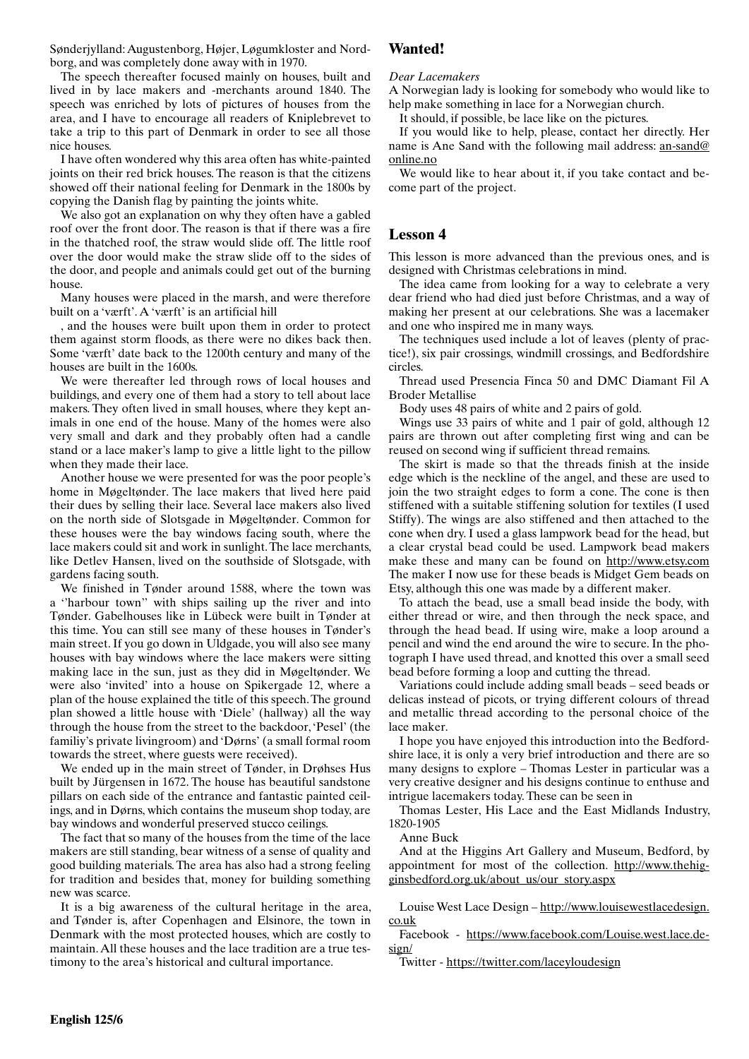Sønderjylland: Augustenborg, Højer, Løgumkloster and Nordborg, and was completely done away with in 1970.

The speech thereafter focused mainly on houses, built and lived in by lace makers and -merchants around 1840. The speech was enriched by lots of pictures of houses from the area, and I have to encourage all readers of Kniplebrevet to take a trip to this part of Denmark in order to see all those nice houses.

I have often wondered why this area often has white-painted joints on their red brick houses. The reason is that the citizens showed off their national feeling for Denmark in the 1800s by copying the Danish flag by painting the joints white.

We also got an explanation on why they often have a gabled roof over the front door. The reason is that if there was a fire in the thatched roof, the straw would slide off. The little roof over the door would make the straw slide off to the sides of the door, and people and animals could get out of the burning house.

Many houses were placed in the marsh, and were therefore built on a 'værft'. A 'værft' is an artificial hill

, and the houses were built upon them in order to protect them against storm floods, as there were no dikes back then. Some 'værft' date back to the 1200th century and many of the houses are built in the 1600s.

We were thereafter led through rows of local houses and buildings, and every one of them had a story to tell about lace makers. They often lived in small houses, where they kept animals in one end of the house. Many of the homes were also very small and dark and they probably often had a candle stand or a lace maker's lamp to give a little light to the pillow when they made their lace.

Another house we were presented for was the poor people's home in Møgeltønder. The lace makers that lived here paid their dues by selling their lace. Several lace makers also lived on the north side of Slotsgade in Møgeltønder. Common for these houses were the bay windows facing south, where the lace makers could sit and work in sunlight. The lace merchants, like Detlev Hansen, lived on the southside of Slotsgade, with gardens facing south.

We finished in Tønder around 1588, where the town was a ''harbour town'' with ships sailing up the river and into Tønder. Gabelhouses like in Lübeck were built in Tønder at this time. You can still see many of these houses in Tønder's main street. If you go down in Uldgade, you will also see many houses with bay windows where the lace makers were sitting making lace in the sun, just as they did in Møgeltønder. We were also 'invited' into a house on Spikergade 12, where a plan of the house explained the title of this speech. The ground plan showed a little house with 'Diele' (hallway) all the way through the house from the street to the backdoor, 'Pesel' (the familiy's private livingroom) and 'Dørns' (a small formal room towards the street, where guests were received).

We ended up in the main street of Tønder, in Drøhses Hus built by Jürgensen in 1672. The house has beautiful sandstone pillars on each side of the entrance and fantastic painted ceilings, and in Dørns, which contains the museum shop today, are bay windows and wonderful preserved stucco ceilings.

The fact that so many of the houses from the time of the lace makers are still standing, bear witness of a sense of quality and good building materials. The area has also had a strong feeling for tradition and besides that, money for building something new was scarce.

It is a big awareness of the cultural heritage in the area, and Tønder is, after Copenhagen and Elsinore, the town in Denmark with the most protected houses, which are costly to maintain. All these houses and the lace tradition are a true testimony to the area's historical and cultural importance.

## Wanted!

*Dear Lacemakers*

A Norwegian lady is looking for somebody who would like to help make something in lace for a Norwegian church.

It should, if possible, be lace like on the pictures.

If you would like to help, please, contact her directly. Her name is Ane Sand with the following mail address: an-sand@online.no

We would like to hear about it, if you take contact and become part of the project.

## Lesson 4

This lesson is more advanced than the previous ones, and is designed with Christmas celebrations in mind.

The idea came from looking for a way to celebrate a very dear friend who had died just before Christmas, and a way of making her present at our celebrations. She was a lacemaker and one who inspired me in many ways.

The techniques used include a lot of leaves (plenty of practice!), six pair crossings, windmill crossings, and Bedfordshire circles.

Thread used Presencia Finca 50 and DMC Diamant Fil A Broder Metallise

Body uses 48 pairs of white and 2 pairs of gold.

Wings use 33 pairs of white and 1 pair of gold, although 12 pairs are thrown out after completing first wing and can be reused on second wing if sufficient thread remains.

The skirt is made so that the threads finish at the inside edge which is the neckline of the angel, and these are used to join the two straight edges to form a cone. The cone is then stiffened with a suitable stiffening solution for textiles (I used Stiffy). The wings are also stiffened and then attached to the cone when dry. I used a glass lampwork bead for the head, but a clear crystal bead could be used. Lampwork bead makers make these and many can be found on http://www.etsy.com The maker I now use for these beads is Midget Gem beads on Etsy, although this one was made by a different maker.

To attach the bead, use a small bead inside the body, with either thread or wire, and then through the neck space, and through the head bead. If using wire, make a loop around a pencil and wind the end around the wire to secure. In the photograph I have used thread, and knotted this over a small seed bead before forming a loop and cutting the thread.

Variations could include adding small beads – seed beads or delicas instead of picots, or trying different colours of thread and metallic thread according to the personal choice of the lace maker.

I hope you have enjoyed this introduction into the Bedfordshire lace, it is only a very brief introduction and there are so many designs to explore – Thomas Lester in particular was a very creative designer and his designs continue to enthuse and intrigue lacemakers today. These can be seen in

Thomas Lester, His Lace and the East Midlands Industry, 1820-1905

Anne Buck

And at the Higgins Art Gallery and Museum, Bedford, by appointment for most of the collection. http://www.thehigginsbedford.org.uk/about_us/our_story.aspx

Louise West Lace Design – http://www.louisewestlacedesign.co.uk

Facebook - https://www.facebook.com/Louise.west.lace.design/

Twitter - https://twitter.com/laceyloudesign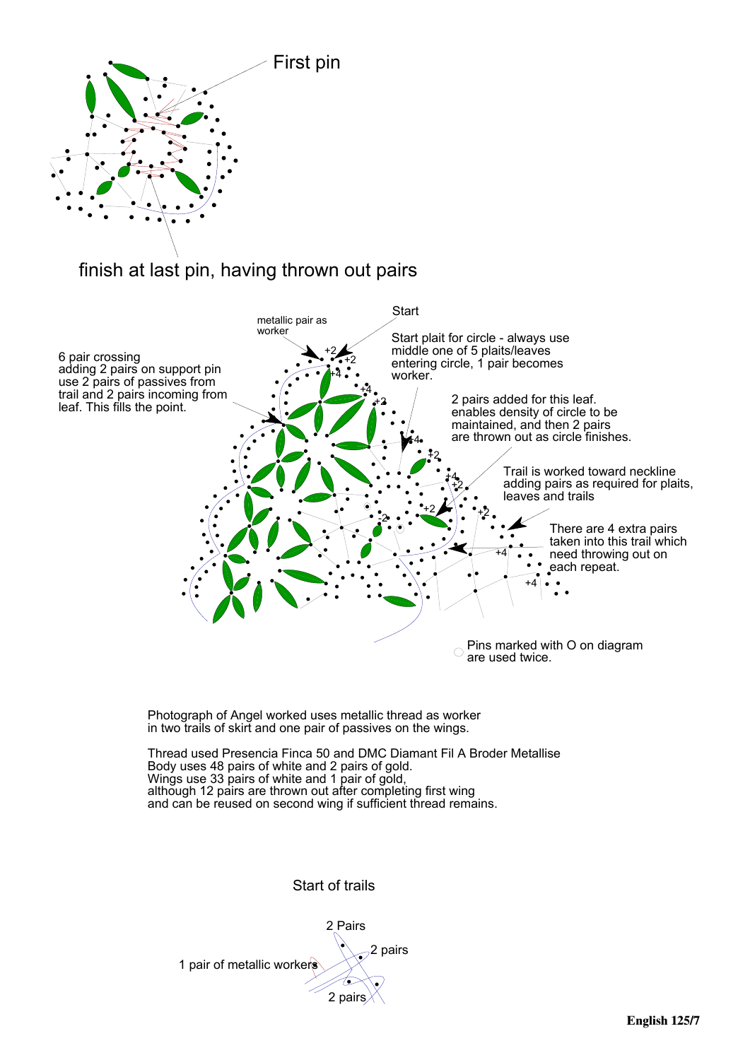First pin

finish at last pin, having thrown out pairs

metallic pair as worker

Start

Start plait for circle - always use middle one of 5 plaits/leaves entering circle, 1 pair becomes worker.

6 pair crossing adding 2 pairs on support pin use 2 pairs of passives from trail and 2 pairs incoming from leaf. This fills the point.

2 pairs added for this leaf. enables density of circle to be maintained, and then 2 pairs are thrown out as circle finishes.

Trail is worked toward neckline adding pairs as required for plaits, leaves and trails

There are 4 extra pairs taken into this trail which need throwing out on each repeat.

Pins marked with O on diagram are used twice.

Photograph of Angel worked uses metallic thread as worker in two trails of skirt and one pair of passives on the wings.

Thread used Presencia Finca 50 and DMC Diamant Fil A Broder Metallise
Body uses 48 pairs of white and 2 pairs of gold.
Wings use 33 pairs of white and 1 pair of gold,
although 12 pairs are thrown out after completing first wing
and can be reused on second wing if sufficient thread remains.

Start of trails

2 Pairs

2 pairs

1 pair of metallic workers

2 pairs

**English 125/7**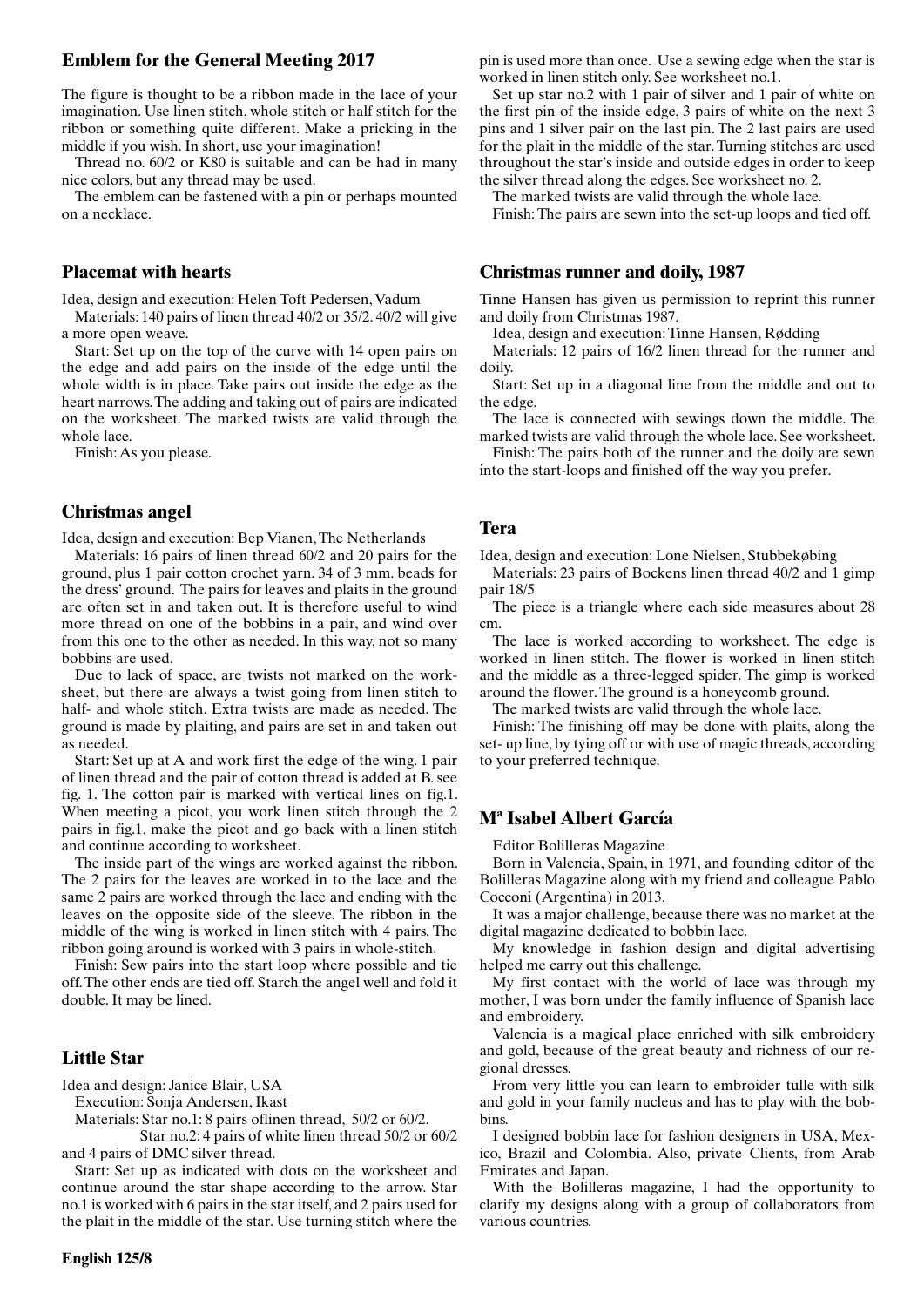## Emblem for the General Meeting 2017

The figure is thought to be a ribbon made in the lace of your imagination. Use linen stitch, whole stitch or half stitch for the ribbon or something quite different. Make a pricking in the middle if you wish. In short, use your imagination!

Thread no. 60/2 or K80 is suitable and can be had in many nice colors, but any thread may be used.

The emblem can be fastened with a pin or perhaps mounted on a necklace.

## Placemat with hearts

Idea, design and execution: Helen Toft Pedersen, Vadum

Materials: 140 pairs of linen thread 40/2 or 35/2. 40/2 will give a more open weave.

Start: Set up on the top of the curve with 14 open pairs on the edge and add pairs on the inside of the edge until the whole width is in place. Take pairs out inside the edge as the heart narrows. The adding and taking out of pairs are indicated on the worksheet. The marked twists are valid through the whole lace.

Finish: As you please.

## Christmas angel

Idea, design and execution: Bep Vianen, The Netherlands

Materials: 16 pairs of linen thread 60/2 and 20 pairs for the ground, plus 1 pair cotton crochet yarn. 34 of 3 mm. beads for the dress' ground. The pairs for leaves and plaits in the ground are often set in and taken out. It is therefore useful to wind more thread on one of the bobbins in a pair, and wind over from this one to the other as needed. In this way, not so many bobbins are used.

Due to lack of space, are twists not marked on the worksheet, but there are always a twist going from linen stitch to half- and whole stitch. Extra twists are made as needed. The ground is made by plaiting, and pairs are set in and taken out as needed.

Start: Set up at A and work first the edge of the wing. 1 pair of linen thread and the pair of cotton thread is added at B. see fig. 1. The cotton pair is marked with vertical lines on fig.1. When meeting a picot, you work linen stitch through the 2 pairs in fig.1, make the picot and go back with a linen stitch and continue according to worksheet.

The inside part of the wings are worked against the ribbon. The 2 pairs for the leaves are worked in to the lace and the same 2 pairs are worked through the lace and ending with the leaves on the opposite side of the sleeve. The ribbon in the middle of the wing is worked in linen stitch with 4 pairs. The ribbon going around is worked with 3 pairs in whole-stitch.

Finish: Sew pairs into the start loop where possible and tie off. The other ends are tied off. Starch the angel well and fold it double. It may be lined.

## Little Star

Idea and design: Janice Blair, USA

Execution: Sonja Andersen, Ikast

Materials: Star no.1: 8 pairs oflinen thread, 50/2 or 60/2.
Star no.2: 4 pairs of white linen thread 50/2 or 60/2 and 4 pairs of DMC silver thread.

Start: Set up as indicated with dots on the worksheet and continue around the star shape according to the arrow. Star no.1 is worked with 6 pairs in the star itself, and 2 pairs used for the plait in the middle of the star. Use turning stitch where the pin is used more than once. Use a sewing edge when the star is worked in linen stitch only. See worksheet no.1.

Set up star no.2 with 1 pair of silver and 1 pair of white on the first pin of the inside edge, 3 pairs of white on the next 3 pins and 1 silver pair on the last pin. The 2 last pairs are used for the plait in the middle of the star. Turning stitches are used throughout the star's inside and outside edges in order to keep the silver thread along the edges. See worksheet no. 2.

The marked twists are valid through the whole lace.

Finish: The pairs are sewn into the set-up loops and tied off.

## Christmas runner and doily, 1987

Tinne Hansen has given us permission to reprint this runner and doily from Christmas 1987.

Idea, design and execution: Tinne Hansen, Rødding

Materials: 12 pairs of 16/2 linen thread for the runner and doily.

Start: Set up in a diagonal line from the middle and out to the edge.

The lace is connected with sewings down the middle. The marked twists are valid through the whole lace. See worksheet.

Finish: The pairs both of the runner and the doily are sewn into the start-loops and finished off the way you prefer.

## Tera

Idea, design and execution: Lone Nielsen, Stubbekøbing

Materials: 23 pairs of Bockens linen thread 40/2 and 1 gimp pair 18/5

The piece is a triangle where each side measures about 28 cm.

The lace is worked according to worksheet. The edge is worked in linen stitch. The flower is worked in linen stitch and the middle as a three-legged spider. The gimp is worked around the flower. The ground is a honeycomb ground.

The marked twists are valid through the whole lace.

Finish: The finishing off may be done with plaits, along the set- up line, by tying off or with use of magic threads, according to your preferred technique.

## Mª Isabel Albert García

Editor Bolilleras Magazine

Born in Valencia, Spain, in 1971, and founding editor of the Bolilleras Magazine along with my friend and colleague Pablo Cocconi (Argentina) in 2013.

It was a major challenge, because there was no market at the digital magazine dedicated to bobbin lace.

My knowledge in fashion design and digital advertising helped me carry out this challenge.

My first contact with the world of lace was through my mother, I was born under the family influence of Spanish lace and embroidery.

Valencia is a magical place enriched with silk embroidery and gold, because of the great beauty and richness of our regional dresses.

From very little you can learn to embroider tulle with silk and gold in your family nucleus and has to play with the bobbins.

I designed bobbin lace for fashion designers in USA, Mexico, Brazil and Colombia. Also, private Clients, from Arab Emirates and Japan.

With the Bolilleras magazine, I had the opportunity to clarify my designs along with a group of collaborators from various countries.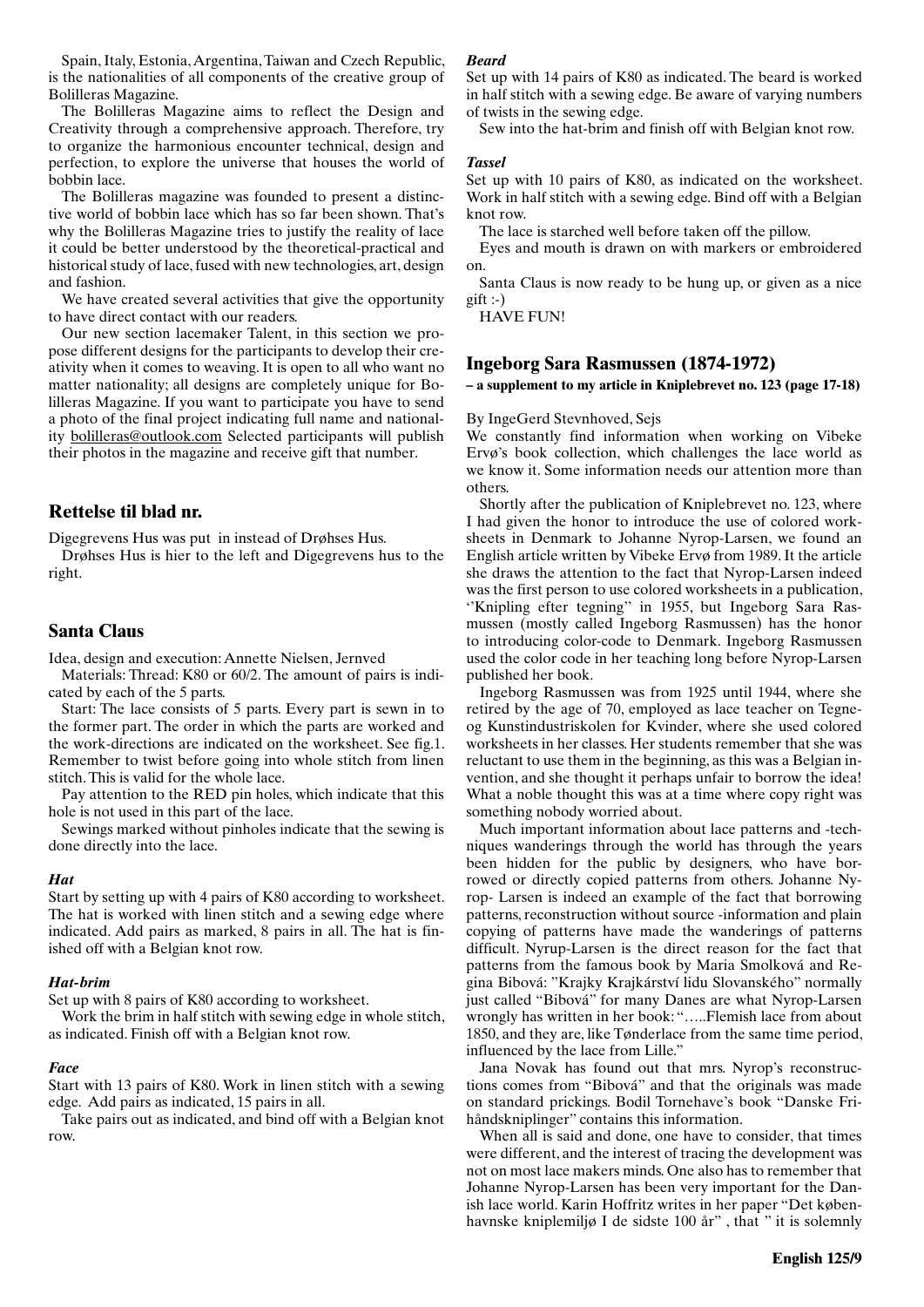Spain, Italy, Estonia, Argentina, Taiwan and Czech Republic, is the nationalities of all components of the creative group of Bolilleras Magazine.

The Bolilleras Magazine aims to reflect the Design and Creativity through a comprehensive approach. Therefore, try to organize the harmonious encounter technical, design and perfection, to explore the universe that houses the world of bobbin lace.

The Bolilleras magazine was founded to present a distinctive world of bobbin lace which has so far been shown. That's why the Bolilleras Magazine tries to justify the reality of lace it could be better understood by the theoretical-practical and historical study of lace, fused with new technologies, art, design and fashion.

We have created several activities that give the opportunity to have direct contact with our readers.

Our new section lacemaker Talent, in this section we propose different designs for the participants to develop their creativity when it comes to weaving. It is open to all who want no matter nationality; all designs are completely unique for Bolilleras Magazine. If you want to participate you have to send a photo of the final project indicating full name and nationality bolilleras@outlook.com Selected participants will publish their photos in the magazine and receive gift that number.

## Rettelse til blad nr.

Digegrevens Hus was put in instead of Drøhses Hus.

Drøhses Hus is hier to the left and Digegrevens hus to the right.

## Santa Claus

Idea, design and execution: Annette Nielsen, Jernved

Materials: Thread: K80 or 60/2. The amount of pairs is indicated by each of the 5 parts.

Start: The lace consists of 5 parts. Every part is sewn in to the former part. The order in which the parts are worked and the work-directions are indicated on the worksheet. See fig.1. Remember to twist before going into whole stitch from linen stitch. This is valid for the whole lace.

Pay attention to the RED pin holes, which indicate that this hole is not used in this part of the lace.

Sewings marked without pinholes indicate that the sewing is done directly into the lace.

### *Hat*

Start by setting up with 4 pairs of K80 according to worksheet. The hat is worked with linen stitch and a sewing edge where indicated. Add pairs as marked, 8 pairs in all. The hat is finished off with a Belgian knot row.

### *Hat-brim*

Set up with 8 pairs of K80 according to worksheet.

Work the brim in half stitch with sewing edge in whole stitch, as indicated. Finish off with a Belgian knot row.

### *Face*

Start with 13 pairs of K80. Work in linen stitch with a sewing edge. Add pairs as indicated, 15 pairs in all.

Take pairs out as indicated, and bind off with a Belgian knot row.

### *Beard*

Set up with 14 pairs of K80 as indicated. The beard is worked in half stitch with a sewing edge. Be aware of varying numbers of twists in the sewing edge.

Sew into the hat-brim and finish off with Belgian knot row.

### *Tassel*

Set up with 10 pairs of K80, as indicated on the worksheet. Work in half stitch with a sewing edge. Bind off with a Belgian knot row.

The lace is starched well before taken off the pillow.

Eyes and mouth is drawn on with markers or embroidered on.

Santa Claus is now ready to be hung up, or given as a nice gift :-)

HAVE FUN!

## Ingeborg Sara Rasmussen (1874-1972)

**– a supplement to my article in Kniplebrevet no. 123 (page 17-18)**

By IngeGerd Stevnhoved, Sejs

We constantly find information when working on Vibeke Ervø's book collection, which challenges the lace world as we know it. Some information needs our attention more than others.

Shortly after the publication of Kniplebrevet no. 123, where I had given the honor to introduce the use of colored worksheets in Denmark to Johanne Nyrop-Larsen, we found an English article written by Vibeke Ervø from 1989. It the article she draws the attention to the fact that Nyrop-Larsen indeed was the first person to use colored worksheets in a publication, ''Knipling efter tegning'' in 1955, but Ingeborg Sara Rasmussen (mostly called Ingeborg Rasmussen) has the honor to introducing color-code to Denmark. Ingeborg Rasmussen used the color code in her teaching long before Nyrop-Larsen published her book.

Ingeborg Rasmussen was from 1925 until 1944, where she retired by the age of 70, employed as lace teacher on Tegne- og Kunstindustriskolen for Kvinder, where she used colored worksheets in her classes. Her students remember that she was reluctant to use them in the beginning, as this was a Belgian invention, and she thought it perhaps unfair to borrow the idea! What a noble thought this was at a time where copy right was something nobody worried about.

Much important information about lace patterns and -techniques wanderings through the world has through the years been hidden for the public by designers, who have borrowed or directly copied patterns from others. Johanne Nyrop- Larsen is indeed an example of the fact that borrowing patterns, reconstruction without source -information and plain copying of patterns have made the wanderings of patterns difficult. Nyrup-Larsen is the direct reason for the fact that patterns from the famous book by Maria Smolková and Regina Bibová: "Krajky Krajkárství lidu Slovanského" normally just called "Bibová" for many Danes are what Nyrop-Larsen wrongly has written in her book: "…..Flemish lace from about 1850, and they are, like Tønderlace from the same time period, influenced by the lace from Lille."

Jana Novak has found out that mrs. Nyrop's reconstructions comes from "Bibová" and that the originals was made on standard prickings. Bodil Tornehave's book "Danske Frihåndskniplinger" contains this information.

When all is said and done, one have to consider, that times were different, and the interest of tracing the development was not on most lace makers minds. One also has to remember that Johanne Nyrop-Larsen has been very important for the Danish lace world. Karin Hoffritz writes in her paper "Det københavnske kniplemiljø I de sidste 100 år" , that " it is solemnly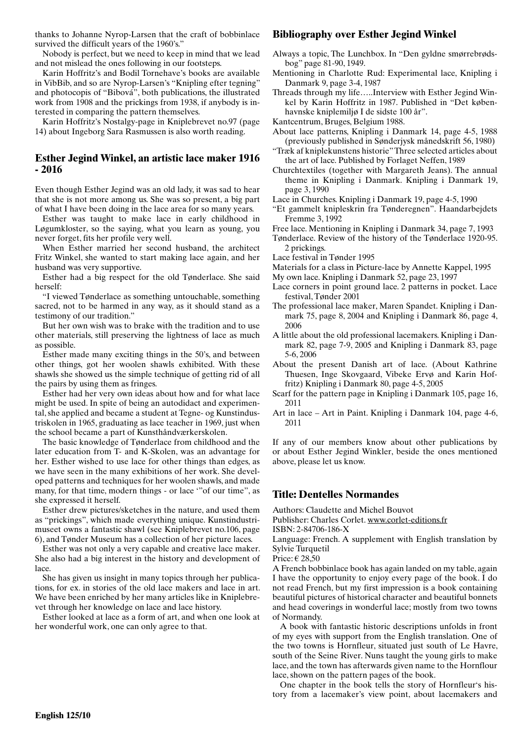thanks to Johanne Nyrop-Larsen that the craft of bobbinlace survived the difficult years of the 1960's."

Nobody is perfect, but we need to keep in mind that we lead and not mislead the ones following in our footsteps.

Karin Hoffritz's and Bodil Tornehave's books are available in VibBib, and so are Nyrop-Larsen's "Knipling efter tegning" and photocopis of "Bibová", both publications, the illustrated work from 1908 and the prickings from 1938, if anybody is interested in comparing the pattern themselves.

Karin Hoffritz's Nostalgy-page in Kniplebrevet no.97 (page 14) about Ingeborg Sara Rasmussen is also worth reading.

## Esther Jegind Winkel, an artistic lace maker 1916 - 2016

Even though Esther Jegind was an old lady, it was sad to hear that she is not more among us. She was so present, a big part of what I have been doing in the lace area for so many years.

Esther was taught to make lace in early childhood in Løgumkloster, so the saying, what you learn as young, you never forget, fits her profile very well.

When Esther married her second husband, the architect Fritz Winkel, she wanted to start making lace again, and her husband was very supportive.

Esther had a big respect for the old Tønderlace. She said herself:

"I viewed Tønderlace as something untouchable, something sacred, not to be harmed in any way, as it should stand as a testimony of our tradition."

But her own wish was to brake with the tradition and to use other materials, still preserving the lightness of lace as much as possible.

Esther made many exciting things in the 50's, and between other things, got her woolen shawls exhibited. With these shawls she showed us the simple technique of getting rid of all the pairs by using them as fringes.

Esther had her very own ideas about how and for what lace might be used. In spite of being an autodidact and experimental, she applied and became a student at Tegne- og Kunstindustriskolen in 1965, graduating as lace teacher in 1969, just when the school became a part of Kunsthåndværkerskolen.

The basic knowledge of Tønderlace from childhood and the later education from T- and K-Skolen, was an advantage for her. Esther wished to use lace for other things than edges, as we have seen in the many exhibitions of her work. She developed patterns and techniques for her woolen shawls, and made many, for that time, modern things - or lace '"of our time", as she expressed it herself.

Esther drew pictures/sketches in the nature, and used them as "prickings", which made everything unique. Kunstindustrimuseet owns a fantastic shawl (see Kniplebrevet no.106, page 6), and Tønder Museum has a collection of her picture laces.

Esther was not only a very capable and creative lace maker. She also had a big interest in the history and development of lace.

She has given us insight in many topics through her publications, for ex. in stories of the old lace makers and lace in art. We have been enriched by her many articles like in Kniplebrevet through her knowledge on lace and lace history.

Esther looked at lace as a form of art, and when one look at her wonderful work, one can only agree to that.

## Bibliography over Esther Jegind Winkel

Always a topic, The Lunchbox. In "Den gyldne smørrebrødsbog" page 81-90, 1949.

Mentioning in Charlotte Rud: Experimental lace, Knipling i Danmark 9, page 3-4, 1987

Threads through my life…..Interview with Esther Jegind Winkel by Karin Hoffritz in 1987. Published in "Det københavnske kniplemiljø I de sidste 100 år".

Kantcentrum, Bruges, Belgium 1988.

About lace patterns, Knipling i Danmark 14, page 4-5, 1988 (previously published in Sønderjysk månedskrift 56, 1980)

"Træk af kniplekunstens historie" Three selected articles about the art of lace. Published by Forlaget Neffen, 1989

Churchtextiles (together with Margareth Jeans). The annual theme in Knipling i Danmark. Knipling i Danmark 19, page 3, 1990

Lace in Churches. Knipling i Danmark 19, page 4-5, 1990

"Et gammelt knipleskrin fra Tønderegnen". Haandarbejdets Fremme 3, 1992

Free lace. Mentioning in Knipling i Danmark 34, page 7, 1993

Tønderlace. Review of the history of the Tønderlace 1920-95. 2 prickings.

Lace festival in Tønder 1995

Materials for a class in Picture-lace by Annette Kappel, 1995

My own lace. Knipling i Danmark 52, page 23, 1997

Lace corners in point ground lace. 2 patterns in pocket. Lace festival, Tønder 2001

The professional lace maker, Maren Spandet. Knipling i Danmark 75, page 8, 2004 and Knipling i Danmark 86, page 4, 2006

A little about the old professional lacemakers. Knipling i Danmark 82, page 7-9, 2005 and Knipling i Danmark 83, page 5-6, 2006

About the present Danish art of lace. (About Kathrine Thuesen, Inge Skovgaard, Vibeke Ervø and Karin Hoffritz) Knipling i Danmark 80, page 4-5, 2005

Scarf for the pattern page in Knipling i Danmark 105, page 16, 2011

Art in lace – Art in Paint. Knipling i Danmark 104, page 4-6, 2011

If any of our members know about other publications by or about Esther Jegind Winkler, beside the ones mentioned above, please let us know.

## Title: Dentelles Normandes

Authors: Claudette and Michel Bouvot
Publisher: Charles Corlet. www.corlet-editions.fr
ISBN: 2-84706-186-X
Language: French. A supplement with English translation by Sylvie Turquetil
Price: € 28,50

A French bobbinlace book has again landed on my table, again I have the opportunity to enjoy every page of the book. I do not read French, but my first impression is a book containing beautiful pictures of historical character and beautiful bonnets and head coverings in wonderful lace; mostly from two towns of Normandy.

A book with fantastic historic descriptions unfolds in front of my eyes with support from the English translation. One of the two towns is Hornfleur, situated just south of Le Havre, south of the Seine River. Nuns taught the young girls to make lace, and the town has afterwards given name to the Hornflour lace, shown on the pattern pages of the book.

One chapter in the book tells the story of Hornfleur's history from a lacemaker's view point, about lacemakers and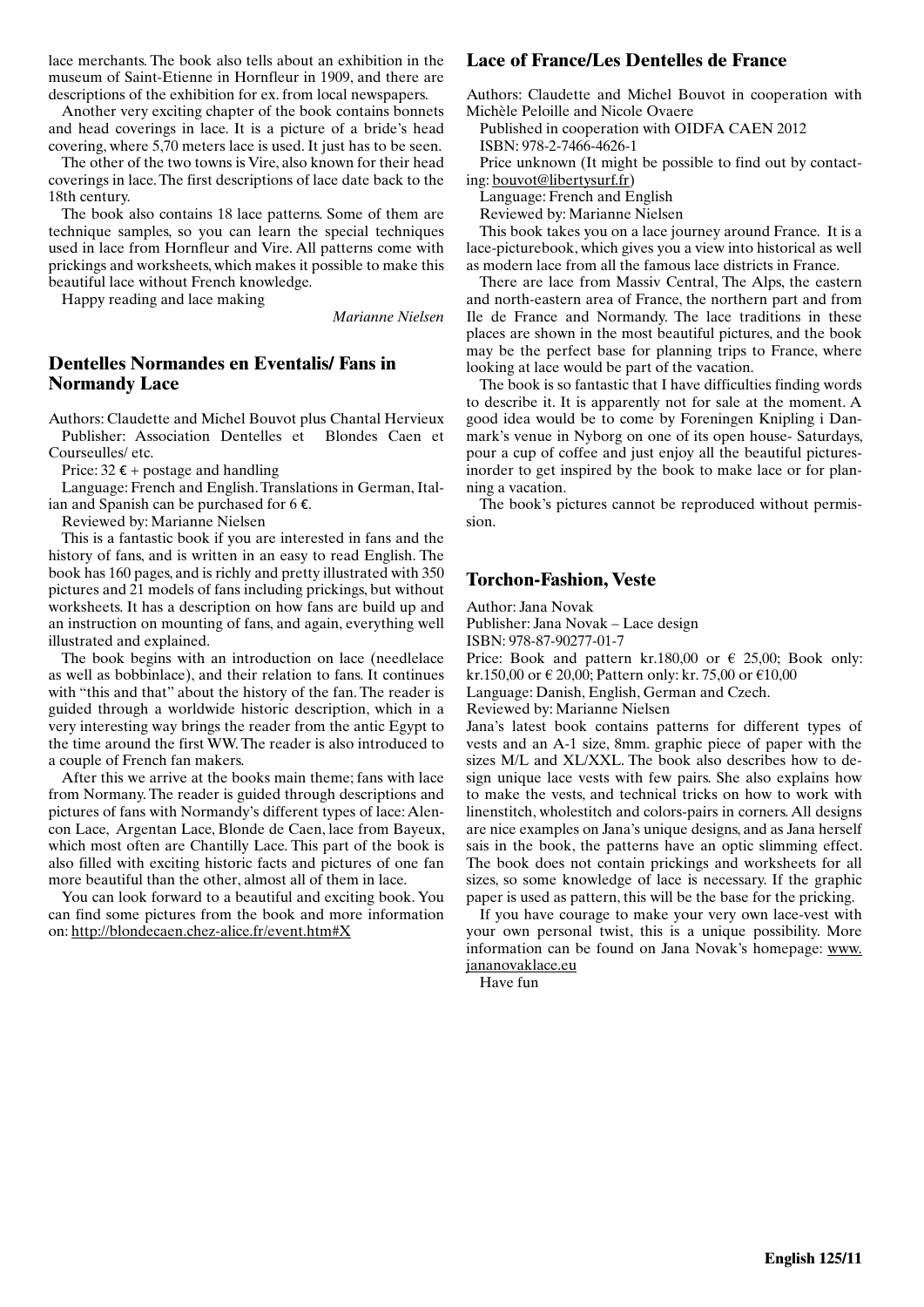lace merchants. The book also tells about an exhibition in the museum of Saint-Etienne in Hornfleur in 1909, and there are descriptions of the exhibition for ex. from local newspapers.

Another very exciting chapter of the book contains bonnets and head coverings in lace. It is a picture of a bride's head covering, where 5,70 meters lace is used. It just has to be seen.

The other of the two towns is Vire, also known for their head coverings in lace. The first descriptions of lace date back to the 18th century.

The book also contains 18 lace patterns. Some of them are technique samples, so you can learn the special techniques used in lace from Hornfleur and Vire. All patterns come with prickings and worksheets, which makes it possible to make this beautiful lace without French knowledge.

Happy reading and lace making

*Marianne Nielsen*

## Dentelles Normandes en Eventalis/ Fans in Normandy Lace

Authors: Claudette and Michel Bouvot plus Chantal Hervieux

Publisher: Association Dentelles et Blondes Caen et Courseulles/ etc.

Price: 32 € + postage and handling

Language: French and English. Translations in German, Italian and Spanish can be purchased for 6 €.

Reviewed by: Marianne Nielsen

This is a fantastic book if you are interested in fans and the history of fans, and is written in an easy to read English. The book has 160 pages, and is richly and pretty illustrated with 350 pictures and 21 models of fans including prickings, but without worksheets. It has a description on how fans are build up and an instruction on mounting of fans, and again, everything well illustrated and explained.

The book begins with an introduction on lace (needlelace as well as bobbinlace), and their relation to fans. It continues with "this and that" about the history of the fan. The reader is guided through a worldwide historic description, which in a very interesting way brings the reader from the antic Egypt to the time around the first WW. The reader is also introduced to a couple of French fan makers.

After this we arrive at the books main theme; fans with lace from Normany. The reader is guided through descriptions and pictures of fans with Normandy's different types of lace: Alencon Lace, Argentan Lace, Blonde de Caen, lace from Bayeux, which most often are Chantilly Lace. This part of the book is also filled with exciting historic facts and pictures of one fan more beautiful than the other, almost all of them in lace.

You can look forward to a beautiful and exciting book. You can find some pictures from the book and more information on: http://blondecaen.chez-alice.fr/event.htm#X

## Lace of France/Les Dentelles de France

Authors: Claudette and Michel Bouvot in cooperation with Michèle Peloille and Nicole Ovaere

Published in cooperation with OIDFA CAEN 2012

ISBN: 978-2-7466-4626-1

Price unknown (It might be possible to find out by contacting: bouvot@libertysurf.fr)

Language: French and English

Reviewed by: Marianne Nielsen

This book takes you on a lace journey around France. It is a lace-picturebook, which gives you a view into historical as well as modern lace from all the famous lace districts in France.

There are lace from Massiv Central, The Alps, the eastern and north-eastern area of France, the northern part and from Ile de France and Normandy. The lace traditions in these places are shown in the most beautiful pictures, and the book may be the perfect base for planning trips to France, where looking at lace would be part of the vacation.

The book is so fantastic that I have difficulties finding words to describe it. It is apparently not for sale at the moment. A good idea would be to come by Foreningen Knipling i Danmark's venue in Nyborg on one of its open house- Saturdays, pour a cup of coffee and just enjoy all the beautiful pictures-inorder to get inspired by the book to make lace or for planning a vacation.

The book's pictures cannot be reproduced without permission.

## Torchon-Fashion, Veste

Author: Jana Novak

Publisher: Jana Novak – Lace design

ISBN: 978-87-90277-01-7

Price: Book and pattern kr.180,00 or € 25,00; Book only: kr.150,00 or € 20,00; Pattern only: kr. 75,00 or €10,00

Language: Danish, English, German and Czech.

Reviewed by: Marianne Nielsen

Jana's latest book contains patterns for different types of vests and an A-1 size, 8mm. graphic piece of paper with the sizes M/L and XL/XXL. The book also describes how to design unique lace vests with few pairs. She also explains how to make the vests, and technical tricks on how to work with linenstitch, wholestitch and colors-pairs in corners. All designs are nice examples on Jana's unique designs, and as Jana herself sais in the book, the patterns have an optic slimming effect. The book does not contain prickings and worksheets for all sizes, so some knowledge of lace is necessary. If the graphic paper is used as pattern, this will be the base for the pricking.

If you have courage to make your very own lace-vest with your own personal twist, this is a unique possibility. More information can be found on Jana Novak's homepage: www.jananovaklace.eu

Have fun